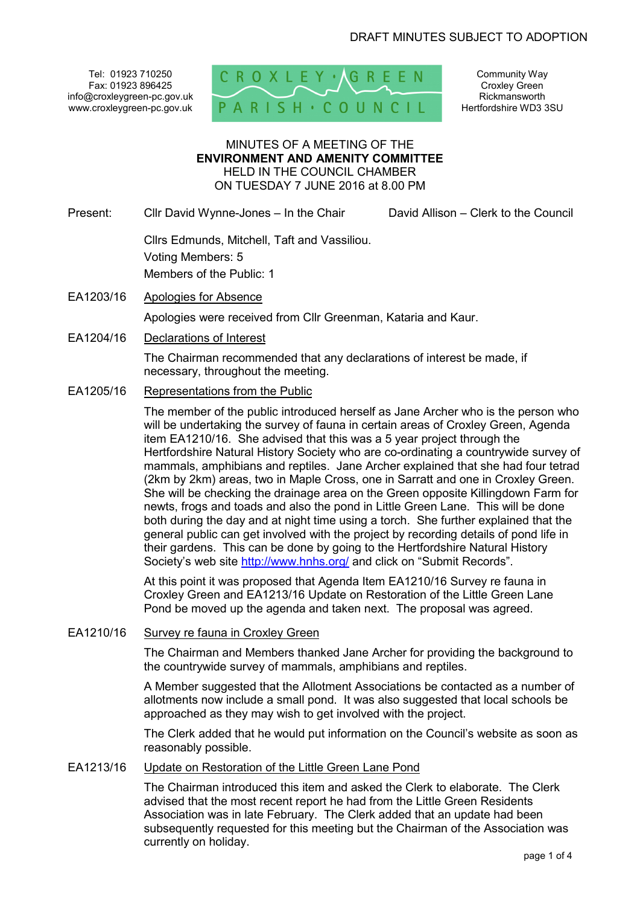DRAFT MINUTES SUBJECT TO ADOPTION

Tel: 01923 710250
Fax: 01923 896425
info@croxleygreen-pc.gov.uk
www.croxleygreen-pc.gov.uk

CROXLEY GREEN PARISH COUNCIL

Community Way
Croxley Green
Rickmansworth
Hertfordshire WD3 3SU

MINUTES OF A MEETING OF THE
**ENVIRONMENT AND AMENITY COMMITTEE**
HELD IN THE COUNCIL CHAMBER
ON TUESDAY 7 JUNE 2016 at 8.00 PM

Present: Cllr David Wynne-Jones – In the Chair David Allison – Clerk to the Council

Cllrs Edmunds, Mitchell, Taft and Vassiliou.
Voting Members: 5
Members of the Public: 1

EA1203/16 Apologies for Absence

Apologies were received from Cllr Greenman, Kataria and Kaur.

EA1204/16 Declarations of Interest

The Chairman recommended that any declarations of interest be made, if necessary, throughout the meeting.

EA1205/16 Representations from the Public

The member of the public introduced herself as Jane Archer who is the person who will be undertaking the survey of fauna in certain areas of Croxley Green, Agenda item EA1210/16. She advised that this was a 5 year project through the Hertfordshire Natural History Society who are co-ordinating a countrywide survey of mammals, amphibians and reptiles. Jane Archer explained that she had four tetrad (2km by 2km) areas, two in Maple Cross, one in Sarratt and one in Croxley Green. She will be checking the drainage area on the Green opposite Killingdown Farm for newts, frogs and toads and also the pond in Little Green Lane. This will be done both during the day and at night time using a torch. She further explained that the general public can get involved with the project by recording details of pond life in their gardens. This can be done by going to the Hertfordshire Natural History Society's web site http://www.hnhs.org/ and click on "Submit Records".

At this point it was proposed that Agenda Item EA1210/16 Survey re fauna in Croxley Green and EA1213/16 Update on Restoration of the Little Green Lane Pond be moved up the agenda and taken next. The proposal was agreed.

EA1210/16 Survey re fauna in Croxley Green

The Chairman and Members thanked Jane Archer for providing the background to the countrywide survey of mammals, amphibians and reptiles.

A Member suggested that the Allotment Associations be contacted as a number of allotments now include a small pond. It was also suggested that local schools be approached as they may wish to get involved with the project.

The Clerk added that he would put information on the Council's website as soon as reasonably possible.

EA1213/16 Update on Restoration of the Little Green Lane Pond

The Chairman introduced this item and asked the Clerk to elaborate. The Clerk advised that the most recent report he had from the Little Green Residents Association was in late February. The Clerk added that an update had been subsequently requested for this meeting but the Chairman of the Association was currently on holiday.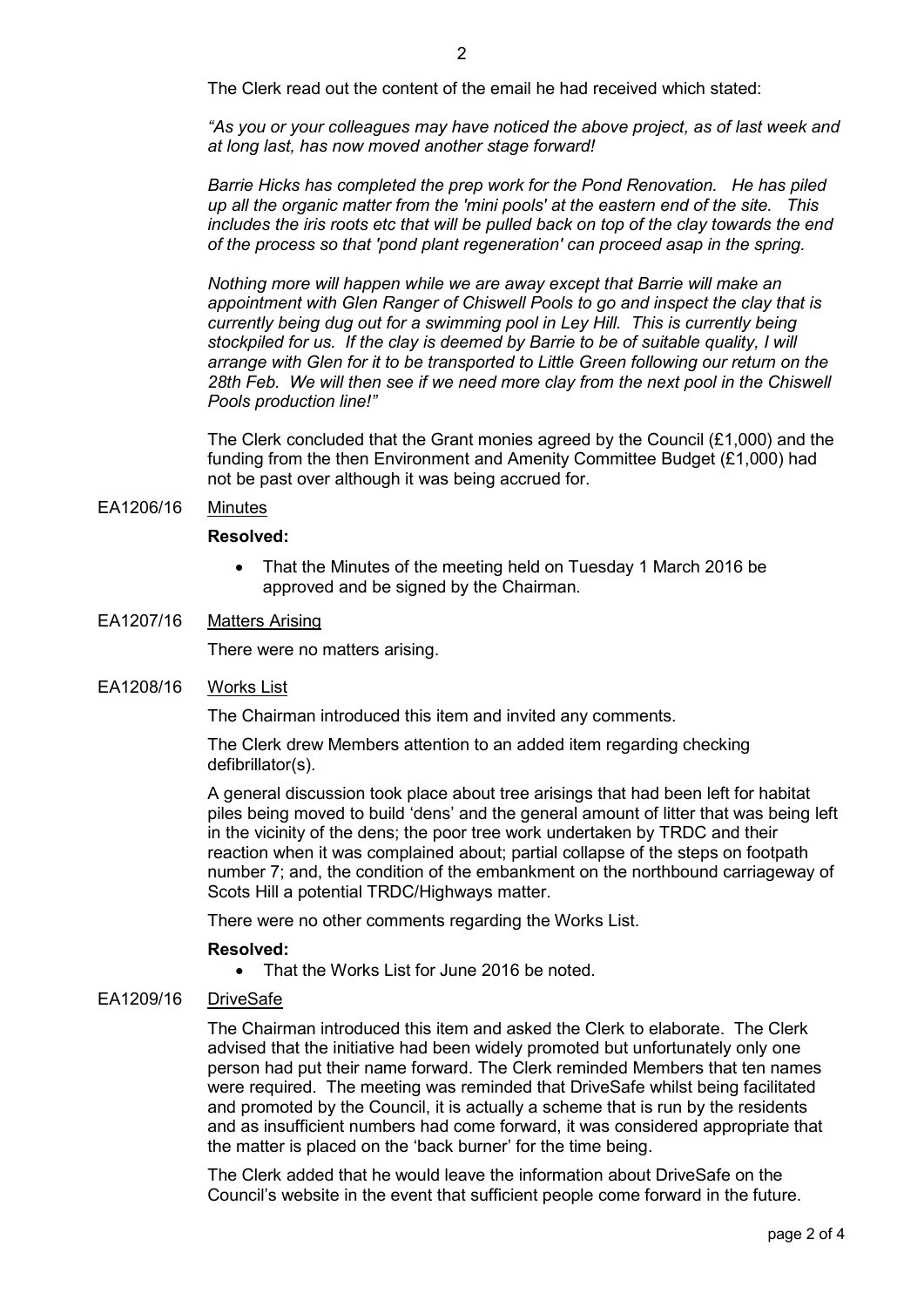The Clerk read out the content of the email he had received which stated:

*"As you or your colleagues may have noticed the above project, as of last week and at long last, has now moved another stage forward!*

*Barrie Hicks has completed the prep work for the Pond Renovation. He has piled up all the organic matter from the 'mini pools' at the eastern end of the site. This includes the iris roots etc that will be pulled back on top of the clay towards the end of the process so that 'pond plant regeneration' can proceed asap in the spring.*

*Nothing more will happen while we are away except that Barrie will make an appointment with Glen Ranger of Chiswell Pools to go and inspect the clay that is currently being dug out for a swimming pool in Ley Hill. This is currently being stockpiled for us. If the clay is deemed by Barrie to be of suitable quality, I will arrange with Glen for it to be transported to Little Green following our return on the 28th Feb. We will then see if we need more clay from the next pool in the Chiswell Pools production line!"*

The Clerk concluded that the Grant monies agreed by the Council (£1,000) and the funding from the then Environment and Amenity Committee Budget (£1,000) had not be past over although it was being accrued for.

EA1206/16 Minutes

**Resolved:**

- That the Minutes of the meeting held on Tuesday 1 March 2016 be approved and be signed by the Chairman.

EA1207/16 Matters Arising

There were no matters arising.

EA1208/16 Works List

The Chairman introduced this item and invited any comments.

The Clerk drew Members attention to an added item regarding checking defibrillator(s).

A general discussion took place about tree arisings that had been left for habitat piles being moved to build 'dens' and the general amount of litter that was being left in the vicinity of the dens; the poor tree work undertaken by TRDC and their reaction when it was complained about; partial collapse of the steps on footpath number 7; and, the condition of the embankment on the northbound carriageway of Scots Hill a potential TRDC/Highways matter.

There were no other comments regarding the Works List.

**Resolved:**

- That the Works List for June 2016 be noted.

EA1209/16 DriveSafe

The Chairman introduced this item and asked the Clerk to elaborate. The Clerk advised that the initiative had been widely promoted but unfortunately only one person had put their name forward. The Clerk reminded Members that ten names were required. The meeting was reminded that DriveSafe whilst being facilitated and promoted by the Council, it is actually a scheme that is run by the residents and as insufficient numbers had come forward, it was considered appropriate that the matter is placed on the 'back burner' for the time being.

The Clerk added that he would leave the information about DriveSafe on the Council's website in the event that sufficient people come forward in the future.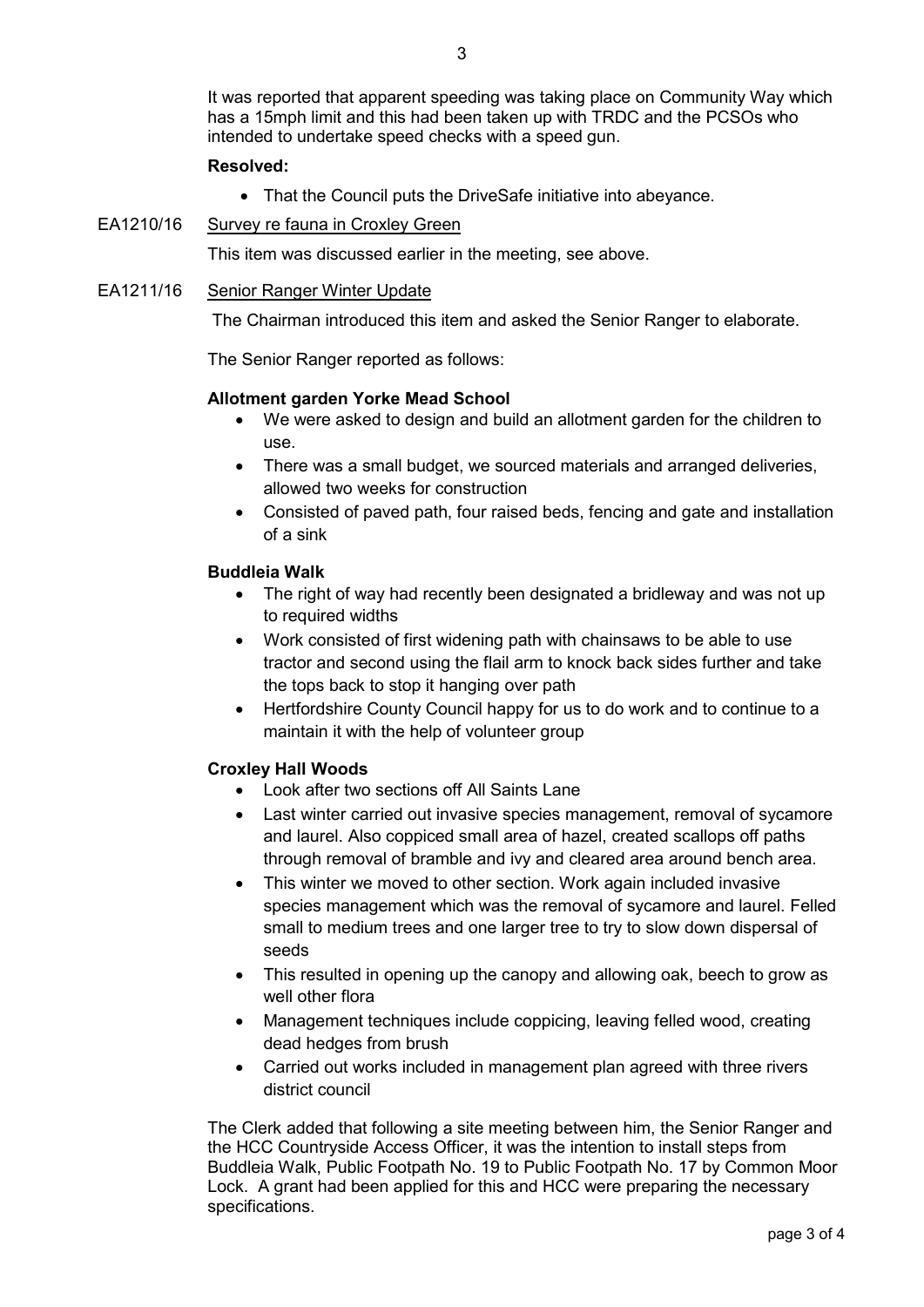It was reported that apparent speeding was taking place on Community Way which has a 15mph limit and this had been taken up with TRDC and the PCSOs who intended to undertake speed checks with a speed gun.

**Resolved:**

- That the Council puts the DriveSafe initiative into abeyance.

EA1210/16 Survey re fauna in Croxley Green

This item was discussed earlier in the meeting, see above.

EA1211/16 Senior Ranger Winter Update

The Chairman introduced this item and asked the Senior Ranger to elaborate.

The Senior Ranger reported as follows:

**Allotment garden Yorke Mead School**

- We were asked to design and build an allotment garden for the children to use.
- There was a small budget, we sourced materials and arranged deliveries, allowed two weeks for construction
- Consisted of paved path, four raised beds, fencing and gate and installation of a sink

**Buddleia Walk**

- The right of way had recently been designated a bridleway and was not up to required widths
- Work consisted of first widening path with chainsaws to be able to use tractor and second using the flail arm to knock back sides further and take the tops back to stop it hanging over path
- Hertfordshire County Council happy for us to do work and to continue to a maintain it with the help of volunteer group

**Croxley Hall Woods**

- Look after two sections off All Saints Lane
- Last winter carried out invasive species management, removal of sycamore and laurel. Also coppiced small area of hazel, created scallops off paths through removal of bramble and ivy and cleared area around bench area.
- This winter we moved to other section. Work again included invasive species management which was the removal of sycamore and laurel. Felled small to medium trees and one larger tree to try to slow down dispersal of seeds
- This resulted in opening up the canopy and allowing oak, beech to grow as well other flora
- Management techniques include coppicing, leaving felled wood, creating dead hedges from brush
- Carried out works included in management plan agreed with three rivers district council

The Clerk added that following a site meeting between him, the Senior Ranger and the HCC Countryside Access Officer, it was the intention to install steps from Buddleia Walk, Public Footpath No. 19 to Public Footpath No. 17 by Common Moor Lock. A grant had been applied for this and HCC were preparing the necessary specifications.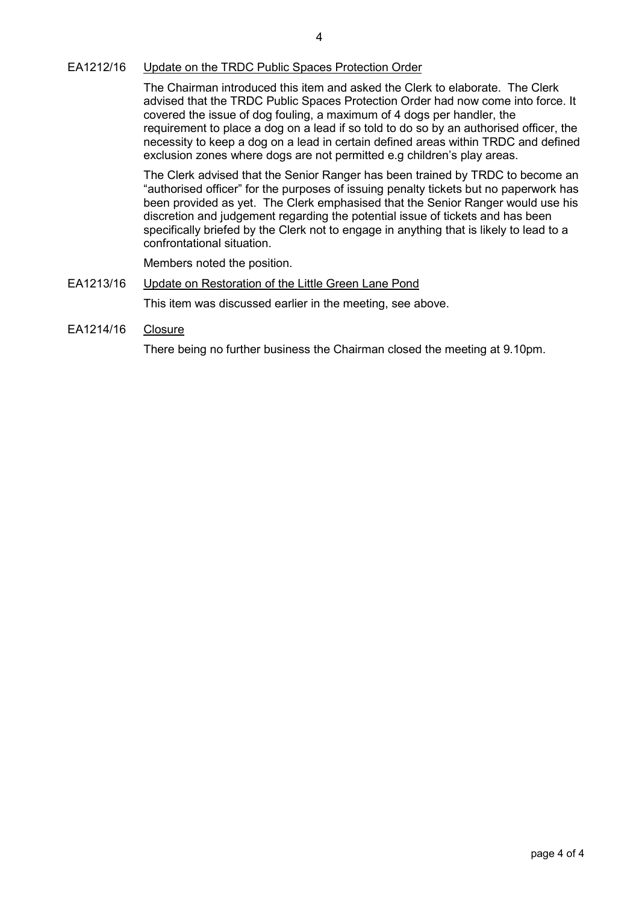EA1212/16 <u>Update on the TRDC Public Spaces Protection Order</u>

The Chairman introduced this item and asked the Clerk to elaborate. The Clerk advised that the TRDC Public Spaces Protection Order had now come into force. It covered the issue of dog fouling, a maximum of 4 dogs per handler, the requirement to place a dog on a lead if so told to do so by an authorised officer, the necessity to keep a dog on a lead in certain defined areas within TRDC and defined exclusion zones where dogs are not permitted e.g children's play areas.

The Clerk advised that the Senior Ranger has been trained by TRDC to become an "authorised officer" for the purposes of issuing penalty tickets but no paperwork has been provided as yet. The Clerk emphasised that the Senior Ranger would use his discretion and judgement regarding the potential issue of tickets and has been specifically briefed by the Clerk not to engage in anything that is likely to lead to a confrontational situation.

Members noted the position.

EA1213/16 <u>Update on Restoration of the Little Green Lane Pond</u>

This item was discussed earlier in the meeting, see above.

EA1214/16 <u>Closure</u>

There being no further business the Chairman closed the meeting at 9.10pm.